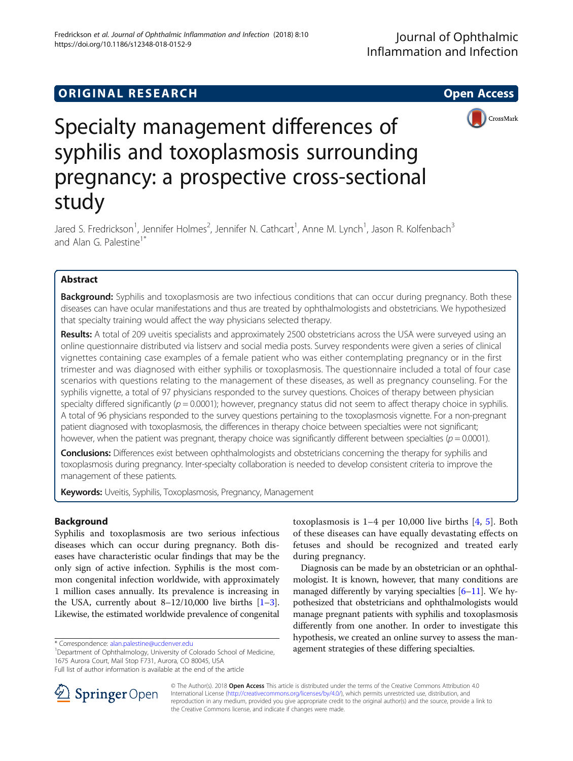ORIGINAL RESEARCH

Open Access

# Specialty management differences of syphilis and toxoplasmosis surrounding pregnancy: a prospective cross-sectional study

Jared S. Fredrickson[1], Jennifer Holmes[2], Jennifer N. Cathcart[1], Anne M. Lynch[1], Jason R. Kolfenbach[3] and Alan G. Palestine[1*]

## Abstract

**Background:** Syphilis and toxoplasmosis are two infectious conditions that can occur during pregnancy. Both these diseases can have ocular manifestations and thus are treated by ophthalmologists and obstetricians. We hypothesized that specialty training would affect the way physicians selected therapy.

**Results:** A total of 209 uveitis specialists and approximately 2500 obstetricians across the USA were surveyed using an online questionnaire distributed via listserv and social media posts. Survey respondents were given a series of clinical vignettes containing case examples of a female patient who was either contemplating pregnancy or in the first trimester and was diagnosed with either syphilis or toxoplasmosis. The questionnaire included a total of four case scenarios with questions relating to the management of these diseases, as well as pregnancy counseling. For the syphilis vignette, a total of 97 physicians responded to the survey questions. Choices of therapy between physician specialty differed significantly ($p = 0.0001$); however, pregnancy status did not seem to affect therapy choice in syphilis. A total of 96 physicians responded to the survey questions pertaining to the toxoplasmosis vignette. For a non-pregnant patient diagnosed with toxoplasmosis, the differences in therapy choice between specialties were not significant; however, when the patient was pregnant, therapy choice was significantly different between specialties ($p = 0.0001$).

**Conclusions:** Differences exist between ophthalmologists and obstetricians concerning the therapy for syphilis and toxoplasmosis during pregnancy. Inter-specialty collaboration is needed to develop consistent criteria to improve the management of these patients.

**Keywords:** Uveitis, Syphilis, Toxoplasmosis, Pregnancy, Management

## Background

Syphilis and toxoplasmosis are two serious infectious diseases which can occur during pregnancy. Both diseases have characteristic ocular findings that may be the only sign of active infection. Syphilis is the most common congenital infection worldwide, with approximately 1 million cases annually. Its prevalence is increasing in the USA, currently about 8–12/10,000 live births [1–3]. Likewise, the estimated worldwide prevalence of congenital toxoplasmosis is 1–4 per 10,000 live births [4, 5]. Both of these diseases can have equally devastating effects on fetuses and should be recognized and treated early during pregnancy.

Diagnosis can be made by an obstetrician or an ophthalmologist. It is known, however, that many conditions are managed differently by varying specialties [6–11]. We hypothesized that obstetricians and ophthalmologists would manage pregnant patients with syphilis and toxoplasmosis differently from one another. In order to investigate this hypothesis, we created an online survey to assess the management strategies of these differing specialties.

* Correspondence: alan.palestine@ucdenver.edu
[1]Department of Ophthalmology, University of Colorado School of Medicine, 1675 Aurora Court, Mail Stop F731, Aurora, CO 80045, USA
Full list of author information is available at the end of the article

© The Author(s). 2018 **Open Access** This article is distributed under the terms of the Creative Commons Attribution 4.0 International License (http://creativecommons.org/licenses/by/4.0/), which permits unrestricted use, distribution, and reproduction in any medium, provided you give appropriate credit to the original author(s) and the source, provide a link to the Creative Commons license, and indicate if changes were made.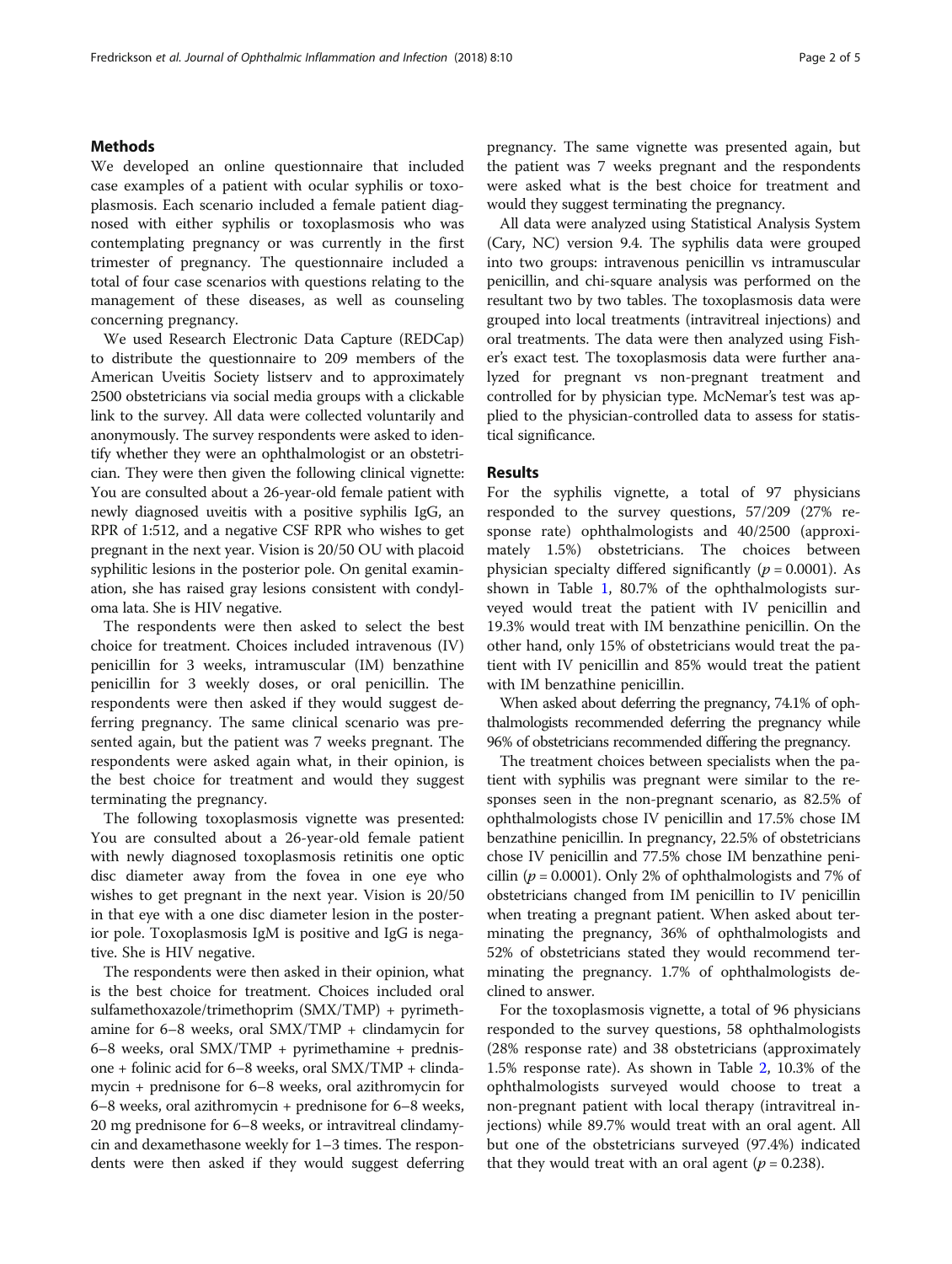## Methods

We developed an online questionnaire that included case examples of a patient with ocular syphilis or toxoplasmosis. Each scenario included a female patient diagnosed with either syphilis or toxoplasmosis who was contemplating pregnancy or was currently in the first trimester of pregnancy. The questionnaire included a total of four case scenarios with questions relating to the management of these diseases, as well as counseling concerning pregnancy.

We used Research Electronic Data Capture (REDCap) to distribute the questionnaire to 209 members of the American Uveitis Society listserv and to approximately 2500 obstetricians via social media groups with a clickable link to the survey. All data were collected voluntarily and anonymously. The survey respondents were asked to identify whether they were an ophthalmologist or an obstetrician. They were then given the following clinical vignette: You are consulted about a 26-year-old female patient with newly diagnosed uveitis with a positive syphilis IgG, an RPR of 1:512, and a negative CSF RPR who wishes to get pregnant in the next year. Vision is 20/50 OU with placoid syphilitic lesions in the posterior pole. On genital examination, she has raised gray lesions consistent with condyloma lata. She is HIV negative.

The respondents were then asked to select the best choice for treatment. Choices included intravenous (IV) penicillin for 3 weeks, intramuscular (IM) benzathine penicillin for 3 weekly doses, or oral penicillin. The respondents were then asked if they would suggest deferring pregnancy. The same clinical scenario was presented again, but the patient was 7 weeks pregnant. The respondents were asked again what, in their opinion, is the best choice for treatment and would they suggest terminating the pregnancy.

The following toxoplasmosis vignette was presented: You are consulted about a 26-year-old female patient with newly diagnosed toxoplasmosis retinitis one optic disc diameter away from the fovea in one eye who wishes to get pregnant in the next year. Vision is 20/50 in that eye with a one disc diameter lesion in the posterior pole. Toxoplasmosis IgM is positive and IgG is negative. She is HIV negative.

The respondents were then asked in their opinion, what is the best choice for treatment. Choices included oral sulfamethoxazole/trimethoprim (SMX/TMP) + pyrimethamine for 6–8 weeks, oral SMX/TMP + clindamycin for 6–8 weeks, oral SMX/TMP + pyrimethamine + prednisone + folinic acid for 6–8 weeks, oral SMX/TMP + clindamycin + prednisone for 6–8 weeks, oral azithromycin for 6–8 weeks, oral azithromycin + prednisone for 6–8 weeks, 20 mg prednisone for 6–8 weeks, or intravitreal clindamycin and dexamethasone weekly for 1–3 times. The respondents were then asked if they would suggest deferring pregnancy. The same vignette was presented again, but the patient was 7 weeks pregnant and the respondents were asked what is the best choice for treatment and would they suggest terminating the pregnancy.

All data were analyzed using Statistical Analysis System (Cary, NC) version 9.4. The syphilis data were grouped into two groups: intravenous penicillin vs intramuscular penicillin, and chi-square analysis was performed on the resultant two by two tables. The toxoplasmosis data were grouped into local treatments (intravitreal injections) and oral treatments. The data were then analyzed using Fisher's exact test. The toxoplasmosis data were further analyzed for pregnant vs non-pregnant treatment and controlled for by physician type. McNemar's test was applied to the physician-controlled data to assess for statistical significance.

## Results

For the syphilis vignette, a total of 97 physicians responded to the survey questions, 57/209 (27% response rate) ophthalmologists and 40/2500 (approximately 1.5%) obstetricians. The choices between physician specialty differed significantly ($p = 0.0001$). As shown in Table 1, 80.7% of the ophthalmologists surveyed would treat the patient with IV penicillin and 19.3% would treat with IM benzathine penicillin. On the other hand, only 15% of obstetricians would treat the patient with IV penicillin and 85% would treat the patient with IM benzathine penicillin.

When asked about deferring the pregnancy, 74.1% of ophthalmologists recommended deferring the pregnancy while 96% of obstetricians recommended differing the pregnancy.

The treatment choices between specialists when the patient with syphilis was pregnant were similar to the responses seen in the non-pregnant scenario, as 82.5% of ophthalmologists chose IV penicillin and 17.5% chose IM benzathine penicillin. In pregnancy, 22.5% of obstetricians chose IV penicillin and 77.5% chose IM benzathine penicillin ($p = 0.0001$). Only 2% of ophthalmologists and 7% of obstetricians changed from IM penicillin to IV penicillin when treating a pregnant patient. When asked about terminating the pregnancy, 36% of ophthalmologists and 52% of obstetricians stated they would recommend terminating the pregnancy. 1.7% of ophthalmologists declined to answer.

For the toxoplasmosis vignette, a total of 96 physicians responded to the survey questions, 58 ophthalmologists (28% response rate) and 38 obstetricians (approximately 1.5% response rate). As shown in Table 2, 10.3% of the ophthalmologists surveyed would choose to treat a non-pregnant patient with local therapy (intravitreal injections) while 89.7% would treat with an oral agent. All but one of the obstetricians surveyed (97.4%) indicated that they would treat with an oral agent ($p = 0.238$).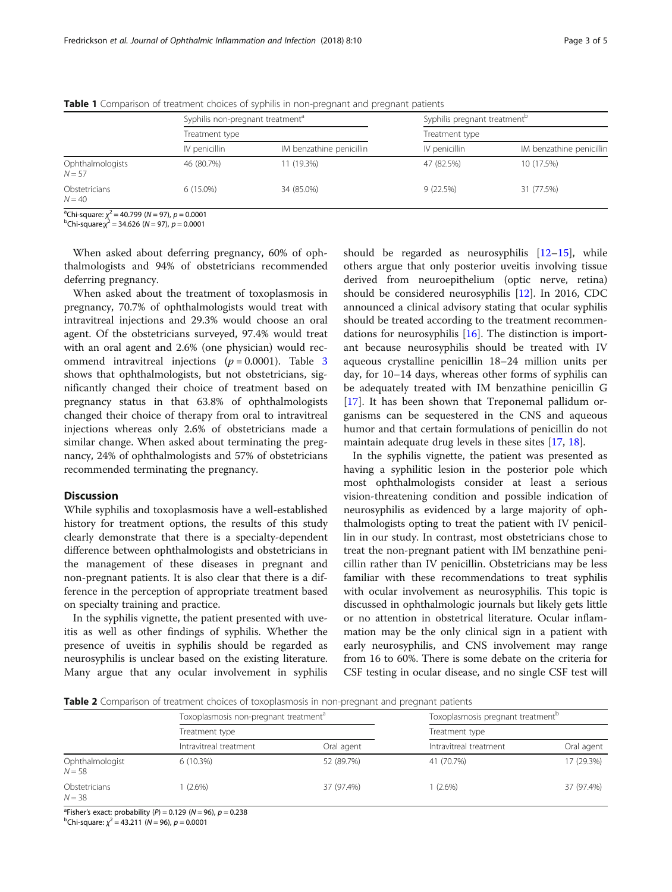**Table 1** Comparison of treatment choices of syphilis in non-pregnant and pregnant patients

| | Syphilis non-pregnant treatment[a] | | Syphilis pregnant treatment[b] | |
|---|---|---|---|---|
| | Treatment type | | Treatment type | |
| | IV penicillin | IM benzathine penicillin | IV penicillin | IM benzathine penicillin |
| Ophthalmologists $N = 57$ | 46 (80.7%) | 11 (19.3%) | 47 (82.5%) | 10 (17.5%) |
| Obstetricians $N = 40$ | 6 (15.0%) | 34 (85.0%) | 9 (22.5%) | 31 (77.5%) |

[a]Chi-square: $\chi^2 = 40.799$ ($N = 97$), $p = 0.0001$
[b]Chi-square: $\chi^2 = 34.626$ ($N = 97$), $p = 0.0001$

When asked about deferring pregnancy, 60% of ophthalmologists and 94% of obstetricians recommended deferring pregnancy.

When asked about the treatment of toxoplasmosis in pregnancy, 70.7% of ophthalmologists would treat with intravitreal injections and 29.3% would choose an oral agent. Of the obstetricians surveyed, 97.4% would treat with an oral agent and 2.6% (one physician) would recommend intravitreal injections ($p = 0.0001$). Table 3 shows that ophthalmologists, but not obstetricians, significantly changed their choice of treatment based on pregnancy status in that 63.8% of ophthalmologists changed their choice of therapy from oral to intravitreal injections whereas only 2.6% of obstetricians made a similar change. When asked about terminating the pregnancy, 24% of ophthalmologists and 57% of obstetricians recommended terminating the pregnancy.

## Discussion

While syphilis and toxoplasmosis have a well-established history for treatment options, the results of this study clearly demonstrate that there is a specialty-dependent difference between ophthalmologists and obstetricians in the management of these diseases in pregnant and non-pregnant patients. It is also clear that there is a difference in the perception of appropriate treatment based on specialty training and practice.

In the syphilis vignette, the patient presented with uveitis as well as other findings of syphilis. Whether the presence of uveitis in syphilis should be regarded as neurosyphilis is unclear based on the existing literature. Many argue that any ocular involvement in syphilis should be regarded as neurosyphilis [12–15], while others argue that only posterior uveitis involving tissue derived from neuroepithelium (optic nerve, retina) should be considered neurosyphilis [12]. In 2016, CDC announced a clinical advisory stating that ocular syphilis should be treated according to the treatment recommendations for neurosyphilis [16]. The distinction is important because neurosyphilis should be treated with IV aqueous crystalline penicillin 18–24 million units per day, for 10–14 days, whereas other forms of syphilis can be adequately treated with IM benzathine penicillin G [17]. It has been shown that Treponemal pallidum organisms can be sequestered in the CNS and aqueous humor and that certain formulations of penicillin do not maintain adequate drug levels in these sites [17, 18].

In the syphilis vignette, the patient was presented as having a syphilitic lesion in the posterior pole which most ophthalmologists consider at least a serious vision-threatening condition and possible indication of neurosyphilis as evidenced by a large majority of ophthalmologists opting to treat the patient with IV penicillin in our study. In contrast, most obstetricians chose to treat the non-pregnant patient with IM benzathine penicillin rather than IV penicillin. Obstetricians may be less familiar with these recommendations to treat syphilis with ocular involvement as neurosyphilis. This topic is discussed in ophthalmologic journals but likely gets little or no attention in obstetrical literature. Ocular inflammation may be the only clinical sign in a patient with early neurosyphilis, and CNS involvement may range from 16 to 60%. There is some debate on the criteria for CSF testing in ocular disease, and no single CSF test will

**Table 2** Comparison of treatment choices of toxoplasmosis in non-pregnant and pregnant patients

| | Toxoplasmosis non-pregnant treatment[a] | | Toxoplasmosis pregnant treatment[b] | |
|---|---|---|---|---|
| | Treatment type | | Treatment type | |
| | Intravitreal treatment | Oral agent | Intravitreal treatment | Oral agent |
| Ophthalmologist $N = 58$ | 6 (10.3%) | 52 (89.7%) | 41 (70.7%) | 17 (29.3%) |
| Obstetricians $N = 38$ | 1 (2.6%) | 37 (97.4%) | 1 (2.6%) | 37 (97.4%) |

[a]Fisher's exact: probability ($P$) = 0.129 ($N = 96$), $p = 0.238$
[b]Chi-square: $\chi^2 = 43.211$ ($N = 96$), $p = 0.0001$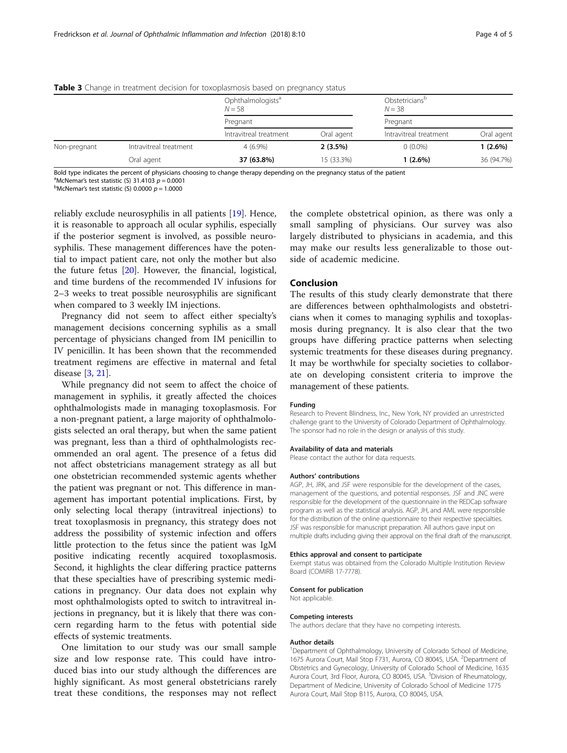**Table 3** Change in treatment decision for toxoplasmosis based on pregnancy status

| | | Ophthalmologists[a] $N = 58$ | | Obstetricians[b] $N = 38$ | |
|---|---|---|---|---|---|
| | | Pregnant | | Pregnant | |
| | | Intravitreal treatment | Oral agent | Intravitreal treatment | Oral agent |
| Non-pregnant | Intravitreal treatment | 4 (6.9%) | **2 (3.5%)** | 0 (0.0%) | **1 (2.6%)** |
| | Oral agent | **37 (63.8%)** | 15 (33.3%) | **1 (2.6%)** | 36 (94.7%) |

Bold type indicates the percent of physicians choosing to change therapy depending on the pregnancy status of the patient
[a]McNemar's test statistic (S) 31.4103 $p = 0.0001$
[b]McNemar's test statistic (S) 0.0000 $p = 1.0000$

reliably exclude neurosyphilis in all patients [19]. Hence, it is reasonable to approach all ocular syphilis, especially if the posterior segment is involved, as possible neurosyphilis. These management differences have the potential to impact patient care, not only the mother but also the future fetus [20]. However, the financial, logistical, and time burdens of the recommended IV infusions for 2–3 weeks to treat possible neurosyphilis are significant when compared to 3 weekly IM injections.

Pregnancy did not seem to affect either specialty's management decisions concerning syphilis as a small percentage of physicians changed from IM penicillin to IV penicillin. It has been shown that the recommended treatment regimens are effective in maternal and fetal disease [3, 21].

While pregnancy did not seem to affect the choice of management in syphilis, it greatly affected the choices ophthalmologists made in managing toxoplasmosis. For a non-pregnant patient, a large majority of ophthalmologists selected an oral therapy, but when the same patient was pregnant, less than a third of ophthalmologists recommended an oral agent. The presence of a fetus did not affect obstetricians management strategy as all but one obstetrician recommended systemic agents whether the patient was pregnant or not. This difference in management has important potential implications. First, by only selecting local therapy (intravitreal injections) to treat toxoplasmosis in pregnancy, this strategy does not address the possibility of systemic infection and offers little protection to the fetus since the patient was IgM positive indicating recently acquired toxoplasmosis. Second, it highlights the clear differing practice patterns that these specialties have of prescribing systemic medications in pregnancy. Our data does not explain why most ophthalmologists opted to switch to intravitreal injections in pregnancy, but it is likely that there was concern regarding harm to the fetus with potential side effects of systemic treatments.

One limitation to our study was our small sample size and low response rate. This could have introduced bias into our study although the differences are highly significant. As most general obstetricians rarely treat these conditions, the responses may not reflect the complete obstetrical opinion, as there was only a small sampling of physicians. Our survey was also largely distributed to physicians in academia, and this may make our results less generalizable to those outside of academic medicine.

## Conclusion

The results of this study clearly demonstrate that there are differences between ophthalmologists and obstetricians when it comes to managing syphilis and toxoplasmosis during pregnancy. It is also clear that the two groups have differing practice patterns when selecting systemic treatments for these diseases during pregnancy. It may be worthwhile for specialty societies to collaborate on developing consistent criteria to improve the management of these patients.

#### Funding

Research to Prevent Blindness, Inc., New York, NY provided an unrestricted challenge grant to the University of Colorado Department of Ophthalmology. The sponsor had no role in the design or analysis of this study.

#### Availability of data and materials

Please contact the author for data requests.

#### Authors' contributions

AGP, JH, JRK, and JSF were responsible for the development of the cases, management of the questions, and potential responses. JSF and JNC were responsible for the development of the questionnaire in the REDCap software program as well as the statistical analysis. AGP, JH, and AML were responsible for the distribution of the online questionnaire to their respective specialties. JSF was responsible for manuscript preparation. All authors gave input on multiple drafts including giving their approval on the final draft of the manuscript.

#### Ethics approval and consent to participate

Exempt status was obtained from the Colorado Multiple Institution Review Board (COMIRB 17-7778).

#### Consent for publication

Not applicable.

#### Competing interests

The authors declare that they have no competing interests.

#### Author details

[1]Department of Ophthalmology, University of Colorado School of Medicine, 1675 Aurora Court, Mail Stop F731, Aurora, CO 80045, USA. [2]Department of Obstetrics and Gynecology, University of Colorado School of Medicine, 1635 Aurora Court, 3rd Floor, Aurora, CO 80045, USA. [3]Division of Rheumatology, Department of Medicine, University of Colorado School of Medicine 1775 Aurora Court, Mail Stop B115, Aurora, CO 80045, USA.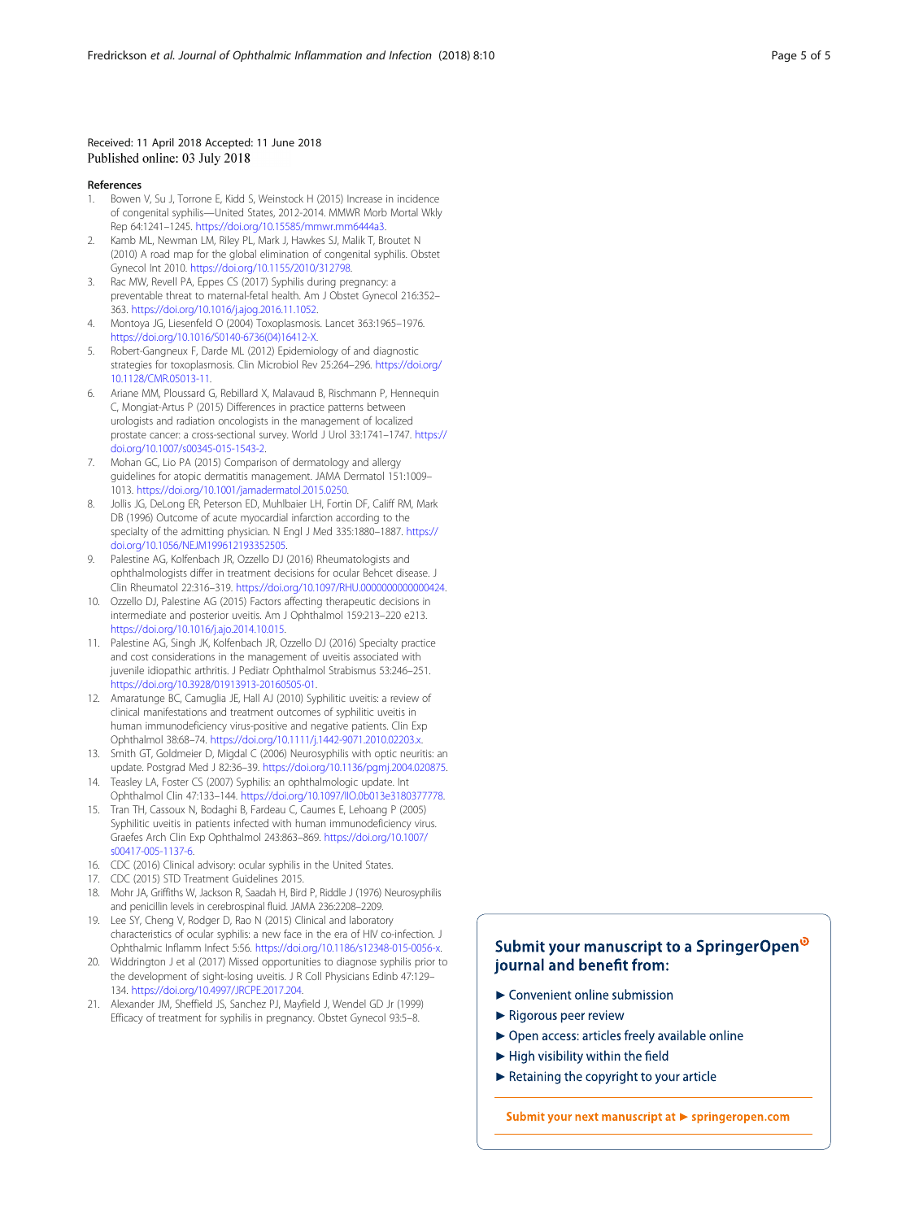Received: 11 April 2018 Accepted: 11 June 2018
Published online: 03 July 2018

## References

1. Bowen V, Su J, Torrone E, Kidd S, Weinstock H (2015) Increase in incidence of congenital syphilis—United States, 2012-2014. MMWR Morb Mortal Wkly Rep 64:1241–1245. https://doi.org/10.15585/mmwr.mm6444a3.
2. Kamb ML, Newman LM, Riley PL, Mark J, Hawkes SJ, Malik T, Broutet N (2010) A road map for the global elimination of congenital syphilis. Obstet Gynecol Int 2010. https://doi.org/10.1155/2010/312798.
3. Rac MW, Revell PA, Eppes CS (2017) Syphilis during pregnancy: a preventable threat to maternal-fetal health. Am J Obstet Gynecol 216:352–363. https://doi.org/10.1016/j.ajog.2016.11.1052.
4. Montoya JG, Liesenfeld O (2004) Toxoplasmosis. Lancet 363:1965–1976. https://doi.org/10.1016/S0140-6736(04)16412-X.
5. Robert-Gangneux F, Darde ML (2012) Epidemiology of and diagnostic strategies for toxoplasmosis. Clin Microbiol Rev 25:264–296. https://doi.org/10.1128/CMR.05013-11.
6. Ariane MM, Ploussard G, Rebillard X, Malavaud B, Rischmann P, Hennequin C, Mongiat-Artus P (2015) Differences in practice patterns between urologists and radiation oncologists in the management of localized prostate cancer: a cross-sectional survey. World J Urol 33:1741–1747. https://doi.org/10.1007/s00345-015-1543-2.
7. Mohan GC, Lio PA (2015) Comparison of dermatology and allergy guidelines for atopic dermatitis management. JAMA Dermatol 151:1009–1013. https://doi.org/10.1001/jamadermatol.2015.0250.
8. Jollis JG, DeLong ER, Peterson ED, Muhlbaier LH, Fortin DF, Califf RM, Mark DB (1996) Outcome of acute myocardial infarction according to the specialty of the admitting physician. N Engl J Med 335:1880–1887. https://doi.org/10.1056/NEJM199612193352505.
9. Palestine AG, Kolfenbach JR, Ozzello DJ (2016) Rheumatologists and ophthalmologists differ in treatment decisions for ocular Behcet disease. J Clin Rheumatol 22:316–319. https://doi.org/10.1097/RHU.0000000000000424.
10. Ozzello DJ, Palestine AG (2015) Factors affecting therapeutic decisions in intermediate and posterior uveitis. Am J Ophthalmol 159:213–220 e213. https://doi.org/10.1016/j.ajo.2014.10.015.
11. Palestine AG, Singh JK, Kolfenbach JR, Ozzello DJ (2016) Specialty practice and cost considerations in the management of uveitis associated with juvenile idiopathic arthritis. J Pediatr Ophthalmol Strabismus 53:246–251. https://doi.org/10.3928/01913913-20160505-01.
12. Amaratunge BC, Camuglia JE, Hall AJ (2010) Syphilitic uveitis: a review of clinical manifestations and treatment outcomes of syphilitic uveitis in human immunodeficiency virus-positive and negative patients. Clin Exp Ophthalmol 38:68–74. https://doi.org/10.1111/j.1442-9071.2010.02203.x.
13. Smith GT, Goldmeier D, Migdal C (2006) Neurosyphilis with optic neuritis: an update. Postgrad Med J 82:36–39. https://doi.org/10.1136/pgmj.2004.020875.
14. Teasley LA, Foster CS (2007) Syphilis: an ophthalmologic update. Int Ophthalmol Clin 47:133–144. https://doi.org/10.1097/IIO.0b013e3180377778.
15. Tran TH, Cassoux N, Bodaghi B, Fardeau C, Caumes E, Lehoang P (2005) Syphilitic uveitis in patients infected with human immunodeficiency virus. Graefes Arch Clin Exp Ophthalmol 243:863–869. https://doi.org/10.1007/s00417-005-1137-6.
16. CDC (2016) Clinical advisory: ocular syphilis in the United States.
17. CDC (2015) STD Treatment Guidelines 2015.
18. Mohr JA, Griffiths W, Jackson R, Saadah H, Bird P, Riddle J (1976) Neurosyphilis and penicillin levels in cerebrospinal fluid. JAMA 236:2208–2209.
19. Lee SY, Cheng V, Rodger D, Rao N (2015) Clinical and laboratory characteristics of ocular syphilis: a new face in the era of HIV co-infection. J Ophthalmic Inflamm Infect 5:56. https://doi.org/10.1186/s12348-015-0056-x.
20. Widdrington J et al (2017) Missed opportunities to diagnose syphilis prior to the development of sight-losing uveitis. J R Coll Physicians Edinb 47:129–134. https://doi.org/10.4997/JRCPE.2017.204.
21. Alexander JM, Sheffield JS, Sanchez PJ, Mayfield J, Wendel GD Jr (1999) Efficacy of treatment for syphilis in pregnancy. Obstet Gynecol 93:5–8.